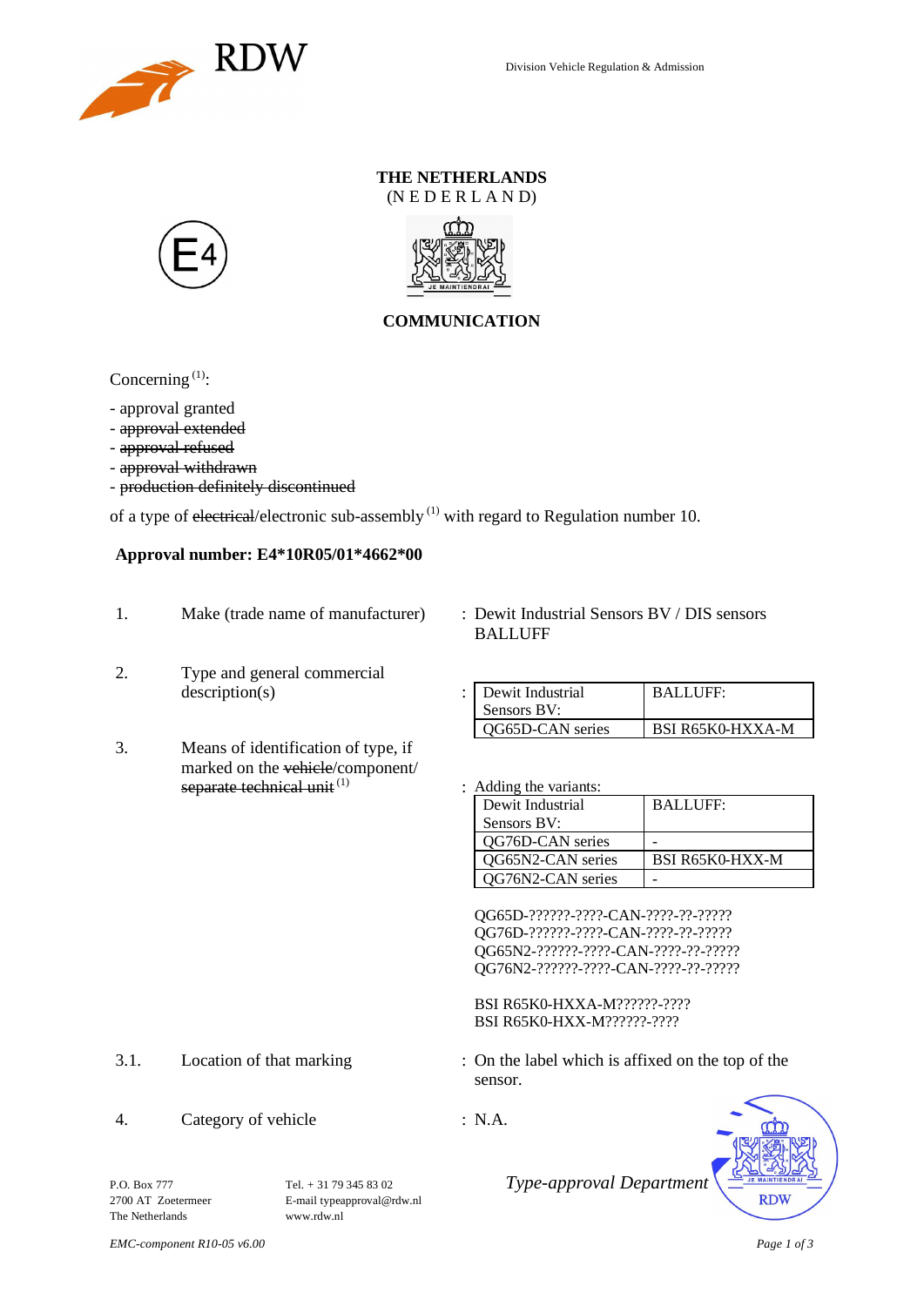RDW

Division Vehicle Regulation & Admission

**THE NETHERLANDS**
(N E D E R L A N D)

E4

**COMMUNICATION**

Concerning [1]:

- approval granted
- ~~approval extended~~
- ~~approval refused~~
- ~~approval withdrawn~~
- ~~production definitely discontinued~~

of a type of ~~electrical~~/electronic sub-assembly [1] with regard to Regulation number 10.

**Approval number: E4*10R05/01*4662*00**

1. Make (trade name of manufacturer) : Dewit Industrial Sensors BV / DIS sensors BALLUFF

2. Type and general commercial description(s) :

| Dewit Industrial Sensors BV: | BALLUFF: |
|---|---|
| QG65D-CAN series | BSI R65K0-HXXA-M |

3. Means of identification of type, if marked on the ~~vehicle~~/component/ ~~separate technical unit~~ [1] : Adding the variants:

| Dewit Industrial Sensors BV: | BALLUFF: |
|---|---|
| QG76D-CAN series | - |
| QG65N2-CAN series | BSI R65K0-HXX-M |
| QG76N2-CAN series | - |

QG65D-??????-????-CAN-????-??-?????
QG76D-??????-????-CAN-????-??-?????
QG65N2-??????-????-CAN-????-??-?????
QG76N2-??????-????-CAN-????-??-?????

BSI R65K0-HXXA-M??????-????
BSI R65K0-HXX-M??????-????

3.1. Location of that marking : On the label which is affixed on the top of the sensor.

4. Category of vehicle : N.A.

P.O. Box 777
2700 AT Zoetermeer
The Netherlands

Tel. + 31 79 345 83 02
E-mail typeapproval@rdw.nl
www.rdw.nl

*Type-approval Department*

*EMC-component R10-05 v6.00*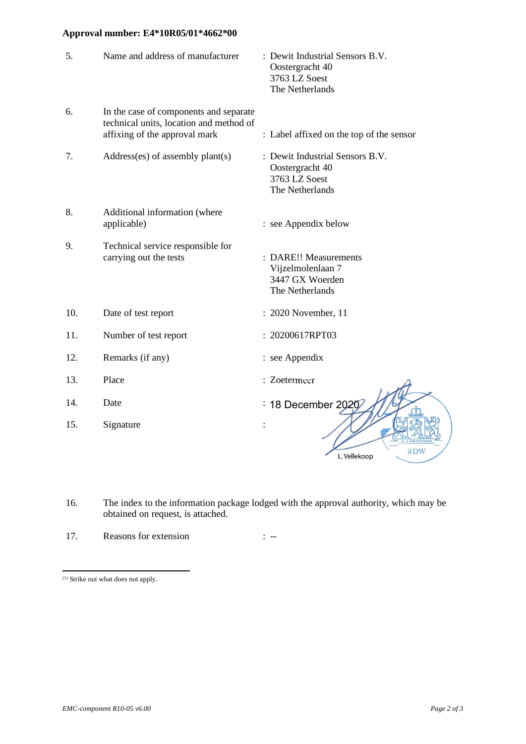**Approval number: E4*10R05/01*4662*00**

| | | |
|---|---|---|
| 5. | Name and address of manufacturer | : Dewit Industrial Sensors B.V.<br>Oostergracht 40<br>3763 LZ Soest<br>The Netherlands |
| 6. | In the case of components and separate technical units, location and method of affixing of the approval mark | : Label affixed on the top of the sensor |
| 7. | Address(es) of assembly plant(s) | : Dewit Industrial Sensors B.V.<br>Oostergracht 40<br>3763 LZ Soest<br>The Netherlands |
| 8. | Additional information (where applicable) | : see Appendix below |
| 9. | Technical service responsible for carrying out the tests | : DARE!! Measurements<br>Vijzelmolenlaan 7<br>3447 GX Woerden<br>The Netherlands |
| 10. | Date of test report | : 2020 November, 11 |
| 11. | Number of test report | : 20200617RPT03 |
| 12. | Remarks (if any) | : see Appendix |
| 13. | Place | : Zoetermeer |
| 14. | Date | : 18 December 2020 |
| 15. | Signature | : L. Vellekoop |

16. The index to the information package lodged with the approval authority, which may be obtained on request, is attached.

17. Reasons for extension : --

---

(1) Strike out what does not apply.

*EMC-component R10-05 v6.00*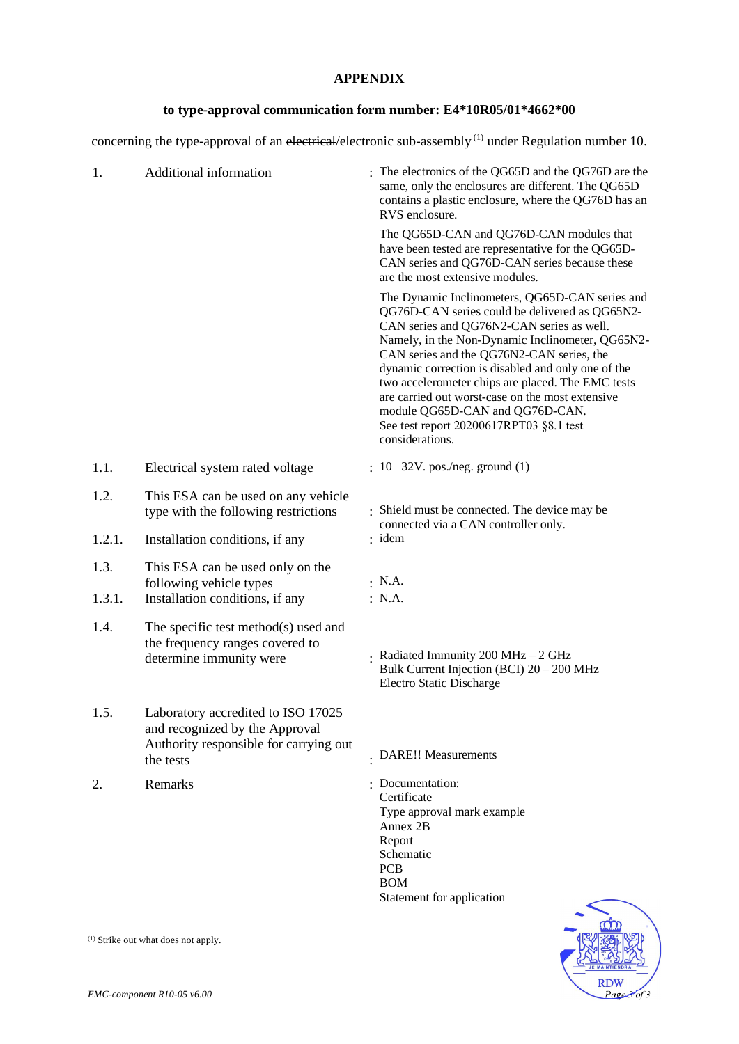**APPENDIX**

**to type-approval communication form number: E4*10R05/01*4662*00**

concerning the type-approval of an ~~electrical~~/electronic sub-assembly [1] under Regulation number 10.

| | | | |
|---|---|---|---|
| 1. | Additional information | : | The electronics of the QG65D and the QG76D are the same, only the enclosures are different. The QG65D contains a plastic enclosure, where the QG76D has an RVS enclosure.<br><br>The QG65D-CAN and QG76D-CAN modules that have been tested are representative for the QG65D-CAN series and QG76D-CAN series because these are the most extensive modules.<br><br>The Dynamic Inclinometers, QG65D-CAN series and QG76D-CAN series could be delivered as QG65N2-CAN series and QG76N2-CAN series as well. Namely, in the Non-Dynamic Inclinometer, QG65N2-CAN series and the QG76N2-CAN series, the dynamic correction is disabled and only one of the two accelerometer chips are placed. The EMC tests are carried out worst-case on the most extensive module QG65D-CAN and QG76D-CAN.<br>See test report 20200617RPT03 §8.1 test considerations. |
| 1.1. | Electrical system rated voltage | : | 10 32V. pos./neg. ground (1) |
| 1.2. | This ESA can be used on any vehicle type with the following restrictions | : | Shield must be connected. The device may be connected via a CAN controller only. |
| 1.2.1. | Installation conditions, if any | : | idem |
| 1.3. | This ESA can be used only on the following vehicle types | : | N.A. |
| 1.3.1. | Installation conditions, if any | : | N.A. |
| 1.4. | The specific test method(s) used and the frequency ranges covered to determine immunity were | : | Radiated Immunity 200 MHz – 2 GHz<br>Bulk Current Injection (BCI) 20 – 200 MHz<br>Electro Static Discharge |
| 1.5. | Laboratory accredited to ISO 17025 and recognized by the Approval Authority responsible for carrying out the tests | : | DARE!! Measurements |
| 2. | Remarks | : | Documentation:<br>Certificate<br>Type approval mark example<br>Annex 2B<br>Report<br>Schematic<br>PCB<br>BOM<br>Statement for application |

[1] Strike out what does not apply.

*EMC-component R10-05 v6.00*